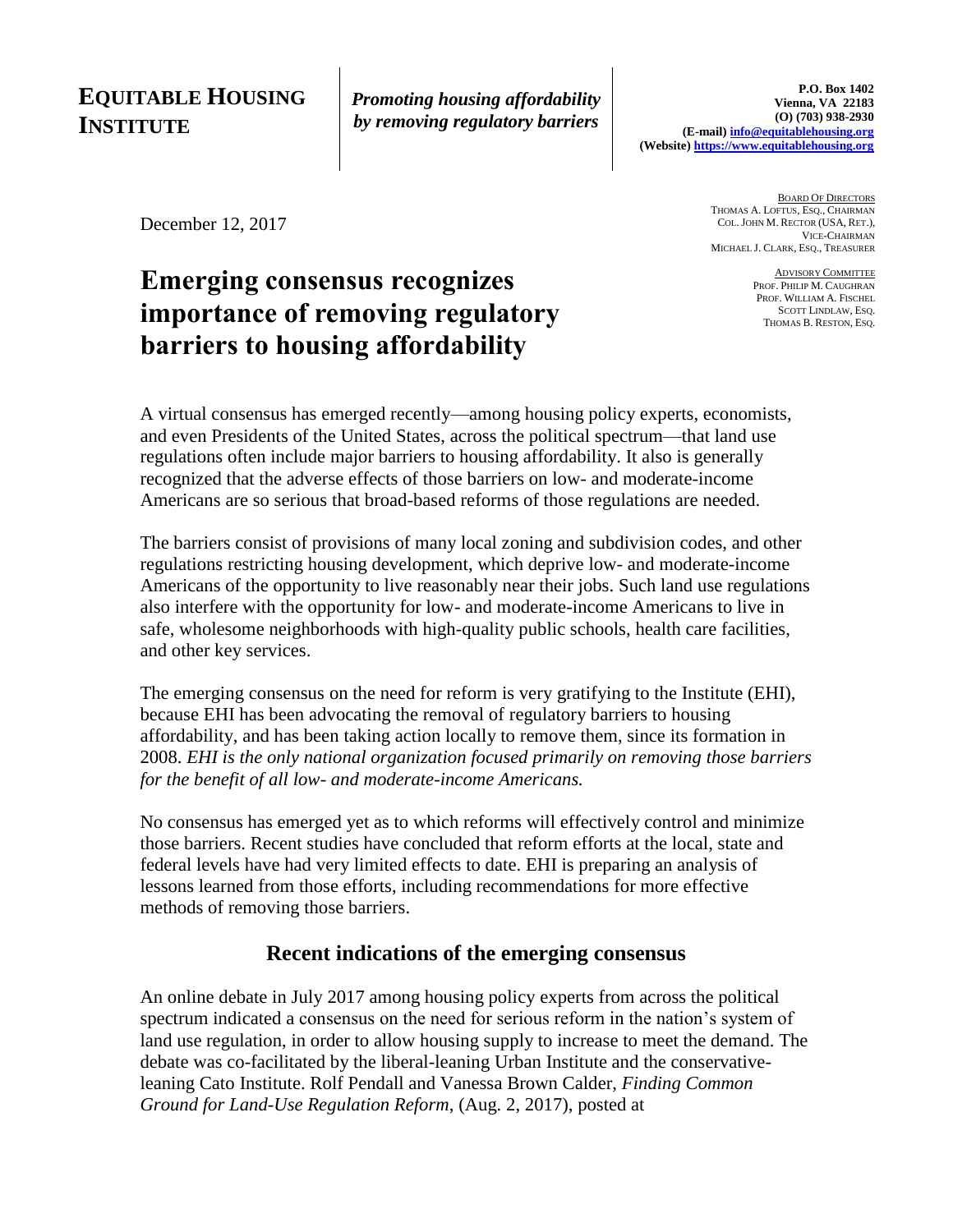**EQUITABLE HOUSING INSTITUTE**

***Promoting housing affordability by removing regulatory barriers***

**P.O. Box 1402**
**Vienna, VA 22183**
**(O) (703) 938-2930**
**(E-mail) info@equitablehousing.org**
**(Website) https://www.equitablehousing.org**

BOARD OF DIRECTORS
THOMAS A. LOFTUS, ESQ., CHAIRMAN
COL. JOHN M. RECTOR (USA, RET.), VICE-CHAIRMAN
MICHAEL J. CLARK, ESQ., TREASURER

ADVISORY COMMITTEE
PROF. PHILIP M. CAUGHRAN
PROF. WILLIAM A. FISCHEL
SCOTT LINDLAW, ESQ.
THOMAS B. RESTON, ESQ.

December 12, 2017

# Emerging consensus recognizes importance of removing regulatory barriers to housing affordability

A virtual consensus has emerged recently—among housing policy experts, economists, and even Presidents of the United States, across the political spectrum—that land use regulations often include major barriers to housing affordability. It also is generally recognized that the adverse effects of those barriers on low- and moderate-income Americans are so serious that broad-based reforms of those regulations are needed.

The barriers consist of provisions of many local zoning and subdivision codes, and other regulations restricting housing development, which deprive low- and moderate-income Americans of the opportunity to live reasonably near their jobs. Such land use regulations also interfere with the opportunity for low- and moderate-income Americans to live in safe, wholesome neighborhoods with high-quality public schools, health care facilities, and other key services.

The emerging consensus on the need for reform is very gratifying to the Institute (EHI), because EHI has been advocating the removal of regulatory barriers to housing affordability, and has been taking action locally to remove them, since its formation in 2008. *EHI is the only national organization focused primarily on removing those barriers for the benefit of all low- and moderate-income Americans.*

No consensus has emerged yet as to which reforms will effectively control and minimize those barriers. Recent studies have concluded that reform efforts at the local, state and federal levels have had very limited effects to date. EHI is preparing an analysis of lessons learned from those efforts, including recommendations for more effective methods of removing those barriers.

## Recent indications of the emerging consensus

An online debate in July 2017 among housing policy experts from across the political spectrum indicated a consensus on the need for serious reform in the nation's system of land use regulation, in order to allow housing supply to increase to meet the demand. The debate was co-facilitated by the liberal-leaning Urban Institute and the conservative-leaning Cato Institute. Rolf Pendall and Vanessa Brown Calder, *Finding Common Ground for Land-Use Regulation Reform*, (Aug. 2, 2017), posted at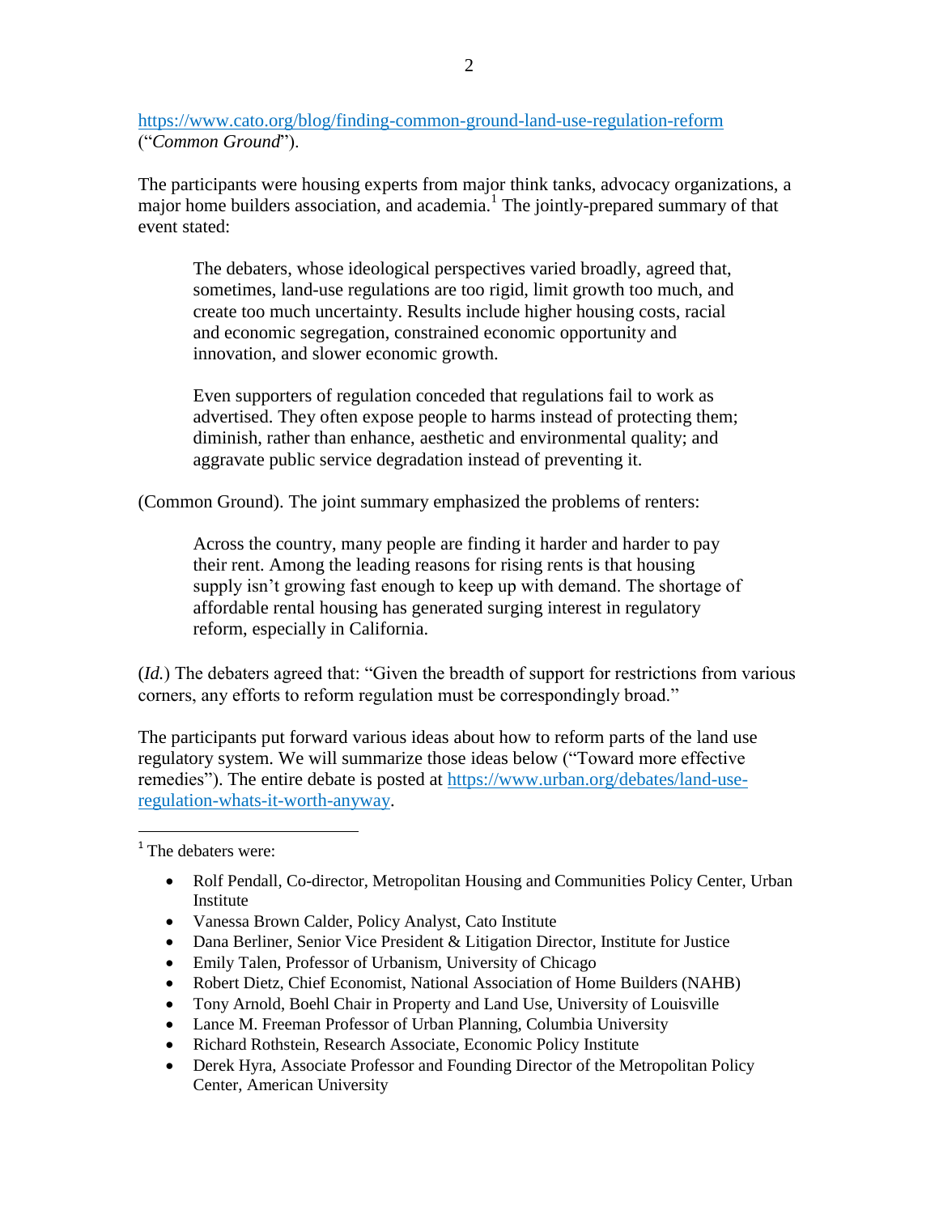https://www.cato.org/blog/finding-common-ground-land-use-regulation-reform ("*Common Ground*").

The participants were housing experts from major think tanks, advocacy organizations, a major home builders association, and academia.[1] The jointly-prepared summary of that event stated:

> The debaters, whose ideological perspectives varied broadly, agreed that, sometimes, land-use regulations are too rigid, limit growth too much, and create too much uncertainty. Results include higher housing costs, racial and economic segregation, constrained economic opportunity and innovation, and slower economic growth.
>
> Even supporters of regulation conceded that regulations fail to work as advertised. They often expose people to harms instead of protecting them; diminish, rather than enhance, aesthetic and environmental quality; and aggravate public service degradation instead of preventing it.

(Common Ground). The joint summary emphasized the problems of renters:

> Across the country, many people are finding it harder and harder to pay their rent. Among the leading reasons for rising rents is that housing supply isn't growing fast enough to keep up with demand. The shortage of affordable rental housing has generated surging interest in regulatory reform, especially in California.

(*Id.*) The debaters agreed that: "Given the breadth of support for restrictions from various corners, any efforts to reform regulation must be correspondingly broad."

The participants put forward various ideas about how to reform parts of the land use regulatory system. We will summarize those ideas below ("Toward more effective remedies"). The entire debate is posted at https://www.urban.org/debates/land-use-regulation-whats-it-worth-anyway.

---

[1] The debaters were:

- Rolf Pendall, Co-director, Metropolitan Housing and Communities Policy Center, Urban Institute
- Vanessa Brown Calder, Policy Analyst, Cato Institute
- Dana Berliner, Senior Vice President & Litigation Director, Institute for Justice
- Emily Talen, Professor of Urbanism, University of Chicago
- Robert Dietz, Chief Economist, National Association of Home Builders (NAHB)
- Tony Arnold, Boehl Chair in Property and Land Use, University of Louisville
- Lance M. Freeman Professor of Urban Planning, Columbia University
- Richard Rothstein, Research Associate, Economic Policy Institute
- Derek Hyra, Associate Professor and Founding Director of the Metropolitan Policy Center, American University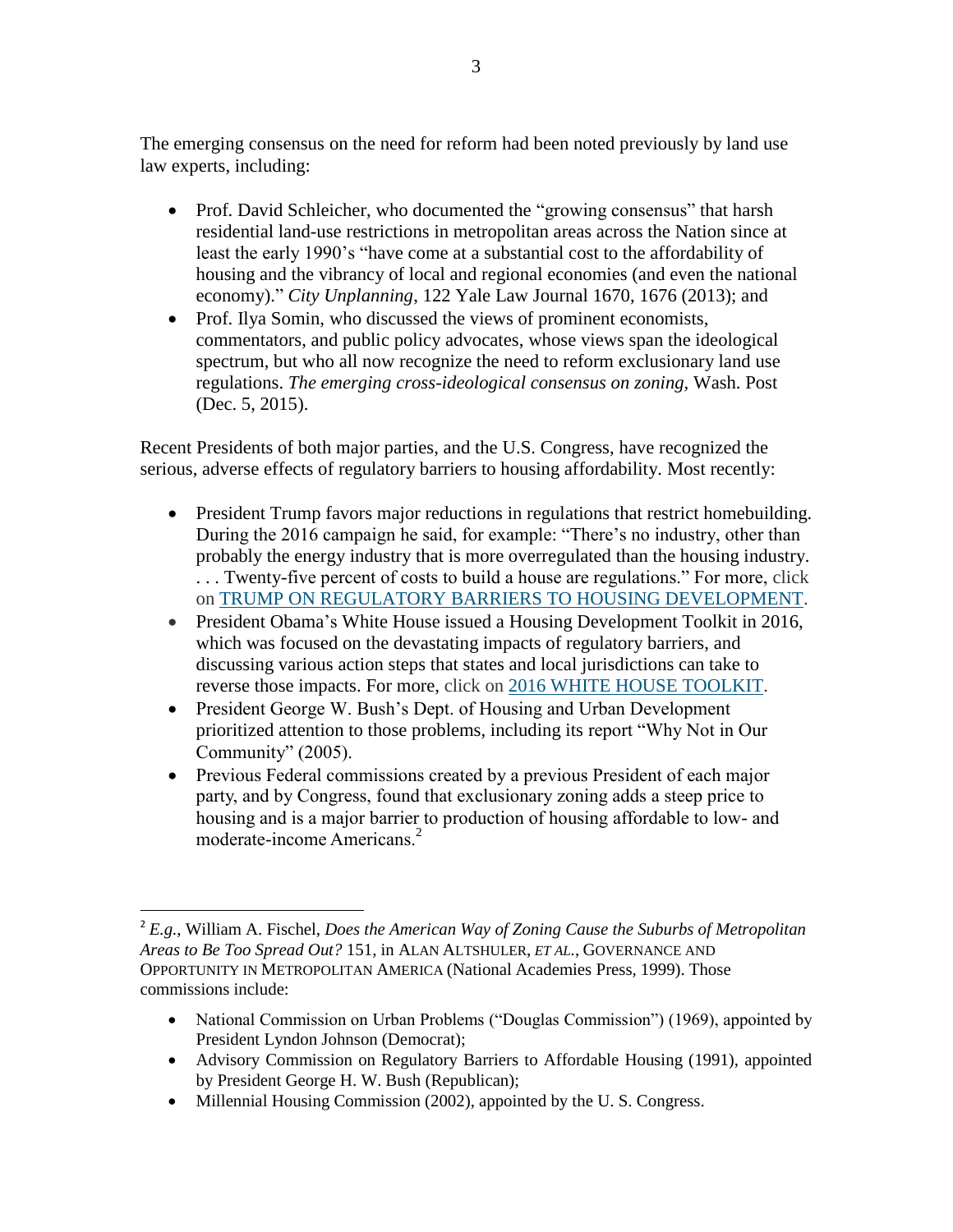The emerging consensus on the need for reform had been noted previously by land use law experts, including:

- Prof. David Schleicher, who documented the "growing consensus" that harsh residential land-use restrictions in metropolitan areas across the Nation since at least the early 1990's "have come at a substantial cost to the affordability of housing and the vibrancy of local and regional economies (and even the national economy)." *City Unplanning*, 122 Yale Law Journal 1670, 1676 (2013); and
- Prof. Ilya Somin, who discussed the views of prominent economists, commentators, and public policy advocates, whose views span the ideological spectrum, but who all now recognize the need to reform exclusionary land use regulations. *The emerging cross-ideological consensus on zoning,* Wash. Post (Dec. 5, 2015).

Recent Presidents of both major parties, and the U.S. Congress, have recognized the serious, adverse effects of regulatory barriers to housing affordability. Most recently:

- President Trump favors major reductions in regulations that restrict homebuilding. During the 2016 campaign he said, for example: "There's no industry, other than probably the energy industry that is more overregulated than the housing industry. . . . Twenty-five percent of costs to build a house are regulations." For more, click on [TRUMP ON REGULATORY BARRIERS TO HOUSING DEVELOPMENT](#).
- President Obama's White House issued a Housing Development Toolkit in 2016, which was focused on the devastating impacts of regulatory barriers, and discussing various action steps that states and local jurisdictions can take to reverse those impacts. For more, click on [2016 WHITE HOUSE TOOLKIT](#).
- President George W. Bush's Dept. of Housing and Urban Development prioritized attention to those problems, including its report "Why Not in Our Community" (2005).
- Previous Federal commissions created by a previous President of each major party, and by Congress, found that exclusionary zoning adds a steep price to housing and is a major barrier to production of housing affordable to low- and moderate-income Americans.[2]

---

[2] *E.g.*, William A. Fischel, *Does the American Way of Zoning Cause the Suburbs of Metropolitan Areas to Be Too Spread Out?* 151, in ALAN ALTSHULER, *ET AL.*, GOVERNANCE AND OPPORTUNITY IN METROPOLITAN AMERICA (National Academies Press, 1999). Those commissions include:

- National Commission on Urban Problems ("Douglas Commission") (1969), appointed by President Lyndon Johnson (Democrat);
- Advisory Commission on Regulatory Barriers to Affordable Housing (1991), appointed by President George H. W. Bush (Republican);
- Millennial Housing Commission (2002), appointed by the U. S. Congress.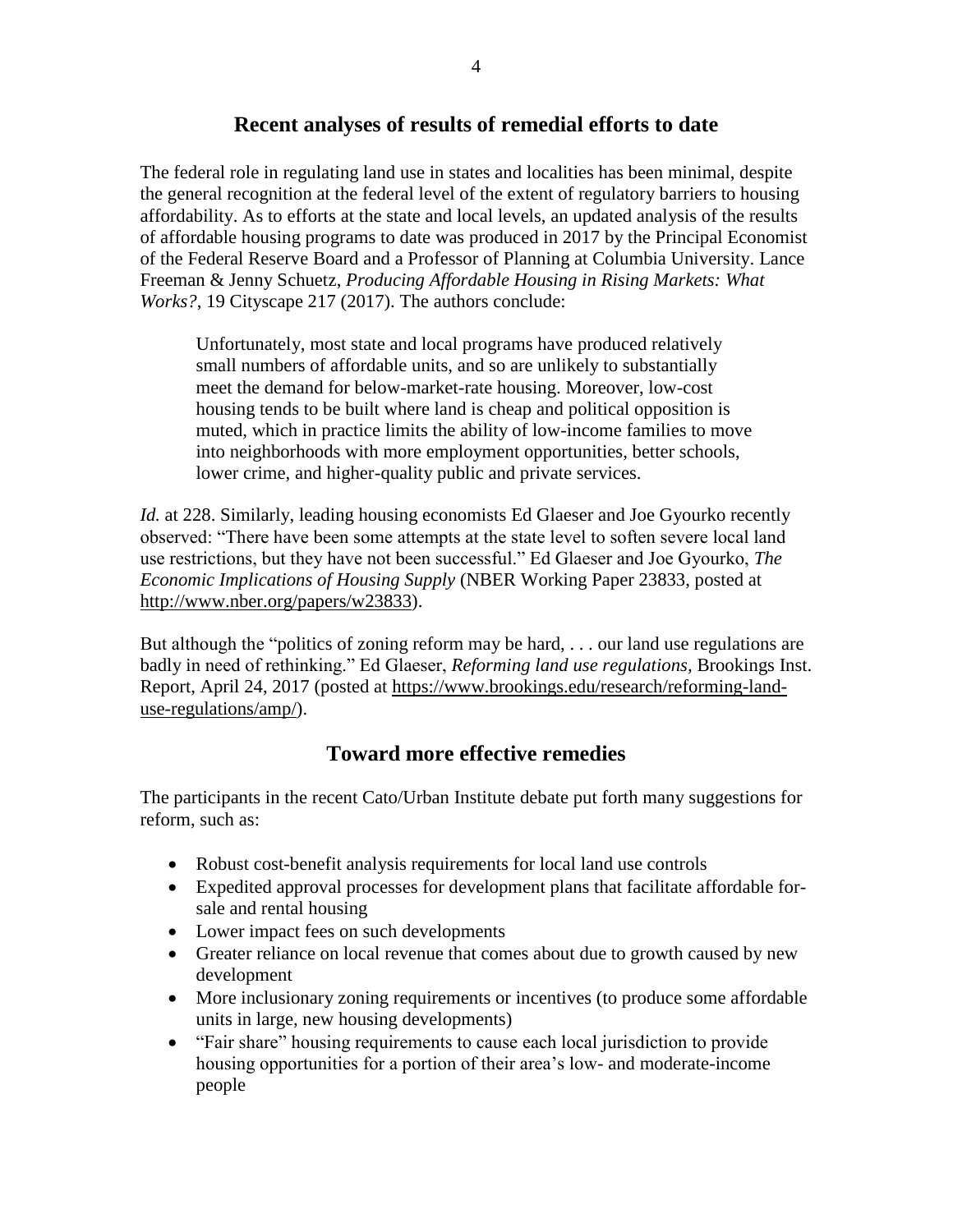## Recent analyses of results of remedial efforts to date

The federal role in regulating land use in states and localities has been minimal, despite the general recognition at the federal level of the extent of regulatory barriers to housing affordability. As to efforts at the state and local levels, an updated analysis of the results of affordable housing programs to date was produced in 2017 by the Principal Economist of the Federal Reserve Board and a Professor of Planning at Columbia University. Lance Freeman & Jenny Schuetz, *Producing Affordable Housing in Rising Markets: What Works?*, 19 Cityscape 217 (2017). The authors conclude:

> Unfortunately, most state and local programs have produced relatively small numbers of affordable units, and so are unlikely to substantially meet the demand for below-market-rate housing. Moreover, low-cost housing tends to be built where land is cheap and political opposition is muted, which in practice limits the ability of low-income families to move into neighborhoods with more employment opportunities, better schools, lower crime, and higher-quality public and private services.

*Id.* at 228. Similarly, leading housing economists Ed Glaeser and Joe Gyourko recently observed: "There have been some attempts at the state level to soften severe local land use restrictions, but they have not been successful." Ed Glaeser and Joe Gyourko, *The Economic Implications of Housing Supply* (NBER Working Paper 23833, posted at http://www.nber.org/papers/w23833).

But although the "politics of zoning reform may be hard, . . . our land use regulations are badly in need of rethinking." Ed Glaeser, *Reforming land use regulations,* Brookings Inst. Report, April 24, 2017 (posted at https://www.brookings.edu/research/reforming-land-use-regulations/amp/).

## Toward more effective remedies

The participants in the recent Cato/Urban Institute debate put forth many suggestions for reform, such as:

- Robust cost-benefit analysis requirements for local land use controls
- Expedited approval processes for development plans that facilitate affordable for-sale and rental housing
- Lower impact fees on such developments
- Greater reliance on local revenue that comes about due to growth caused by new development
- More inclusionary zoning requirements or incentives (to produce some affordable units in large, new housing developments)
- "Fair share" housing requirements to cause each local jurisdiction to provide housing opportunities for a portion of their area's low- and moderate-income people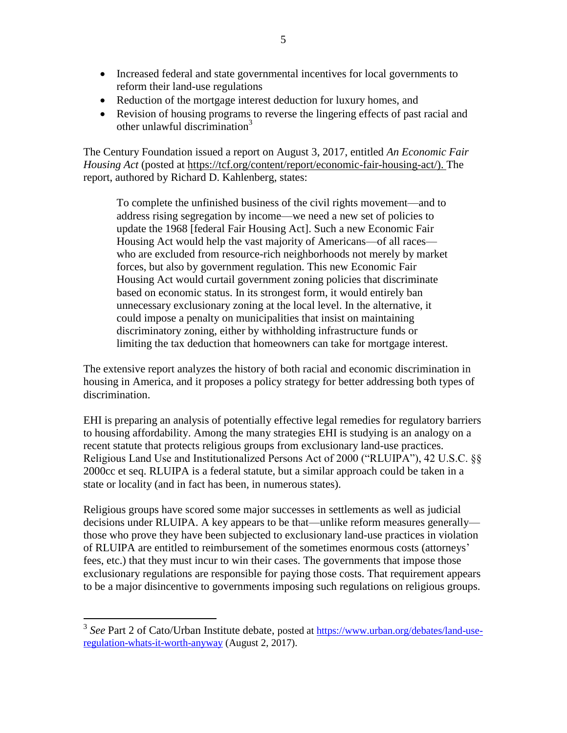- Increased federal and state governmental incentives for local governments to reform their land-use regulations
- Reduction of the mortgage interest deduction for luxury homes, and
- Revision of housing programs to reverse the lingering effects of past racial and other unlawful discrimination[3]

The Century Foundation issued a report on August 3, 2017, entitled *An Economic Fair Housing Act* (posted at https://tcf.org/content/report/economic-fair-housing-act/). The report, authored by Richard D. Kahlenberg, states:

> To complete the unfinished business of the civil rights movement—and to address rising segregation by income—we need a new set of policies to update the 1968 [federal Fair Housing Act]. Such a new Economic Fair Housing Act would help the vast majority of Americans—of all races—who are excluded from resource-rich neighborhoods not merely by market forces, but also by government regulation. This new Economic Fair Housing Act would curtail government zoning policies that discriminate based on economic status. In its strongest form, it would entirely ban unnecessary exclusionary zoning at the local level. In the alternative, it could impose a penalty on municipalities that insist on maintaining discriminatory zoning, either by withholding infrastructure funds or limiting the tax deduction that homeowners can take for mortgage interest.

The extensive report analyzes the history of both racial and economic discrimination in housing in America, and it proposes a policy strategy for better addressing both types of discrimination.

EHI is preparing an analysis of potentially effective legal remedies for regulatory barriers to housing affordability. Among the many strategies EHI is studying is an analogy on a recent statute that protects religious groups from exclusionary land-use practices. Religious Land Use and Institutionalized Persons Act of 2000 ("RLUIPA"), 42 U.S.C. §§ 2000cc et seq. RLUIPA is a federal statute, but a similar approach could be taken in a state or locality (and in fact has been, in numerous states).

Religious groups have scored some major successes in settlements as well as judicial decisions under RLUIPA. A key appears to be that—unlike reform measures generally—those who prove they have been subjected to exclusionary land-use practices in violation of RLUIPA are entitled to reimbursement of the sometimes enormous costs (attorneys' fees, etc.) that they must incur to win their cases. The governments that impose those exclusionary regulations are responsible for paying those costs. That requirement appears to be a major disincentive to governments imposing such regulations on religious groups.

---

[3] *See* Part 2 of Cato/Urban Institute debate, posted at https://www.urban.org/debates/land-use-regulation-whats-it-worth-anyway (August 2, 2017).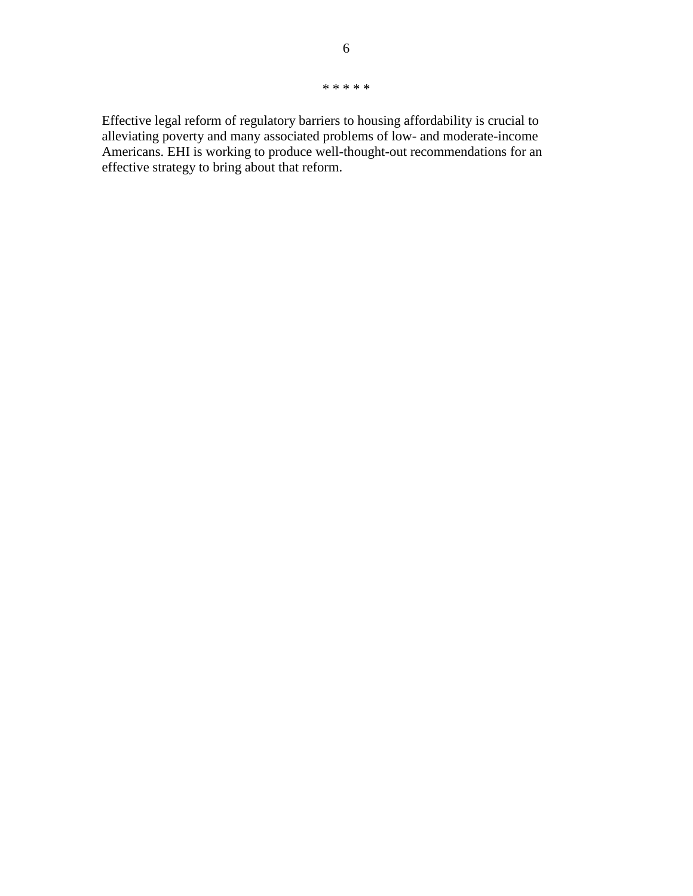* * * * *

Effective legal reform of regulatory barriers to housing affordability is crucial to alleviating poverty and many associated problems of low- and moderate-income Americans. EHI is working to produce well-thought-out recommendations for an effective strategy to bring about that reform.